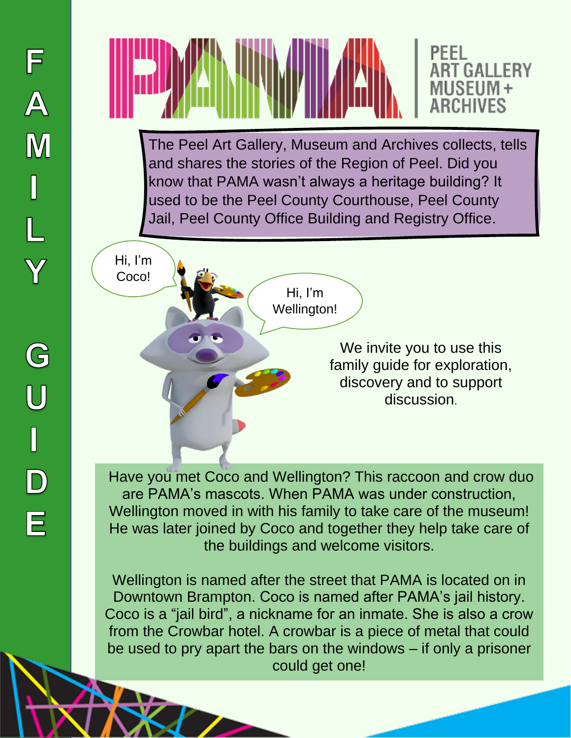# FAMILY GUIDE

# PAMA

PEEL ART GALLERY MUSEUM + ARCHIVES

The Peel Art Gallery, Museum and Archives collects, tells and shares the stories of the Region of Peel. Did you know that PAMA wasn't always a heritage building? It used to be the Peel County Courthouse, Peel County Jail, Peel County Office Building and Registry Office.

Hi, I'm Coco!

Hi, I'm Wellington!

We invite you to use this family guide for exploration, discovery and to support discussion.

Have you met Coco and Wellington? This raccoon and crow duo are PAMA's mascots. When PAMA was under construction, Wellington moved in with his family to take care of the museum! He was later joined by Coco and together they help take care of the buildings and welcome visitors.

Wellington is named after the street that PAMA is located on in Downtown Brampton. Coco is named after PAMA's jail history. Coco is a "jail bird", a nickname for an inmate. She is also a crow from the Crowbar hotel. A crowbar is a piece of metal that could be used to pry apart the bars on the windows – if only a prisoner could get one!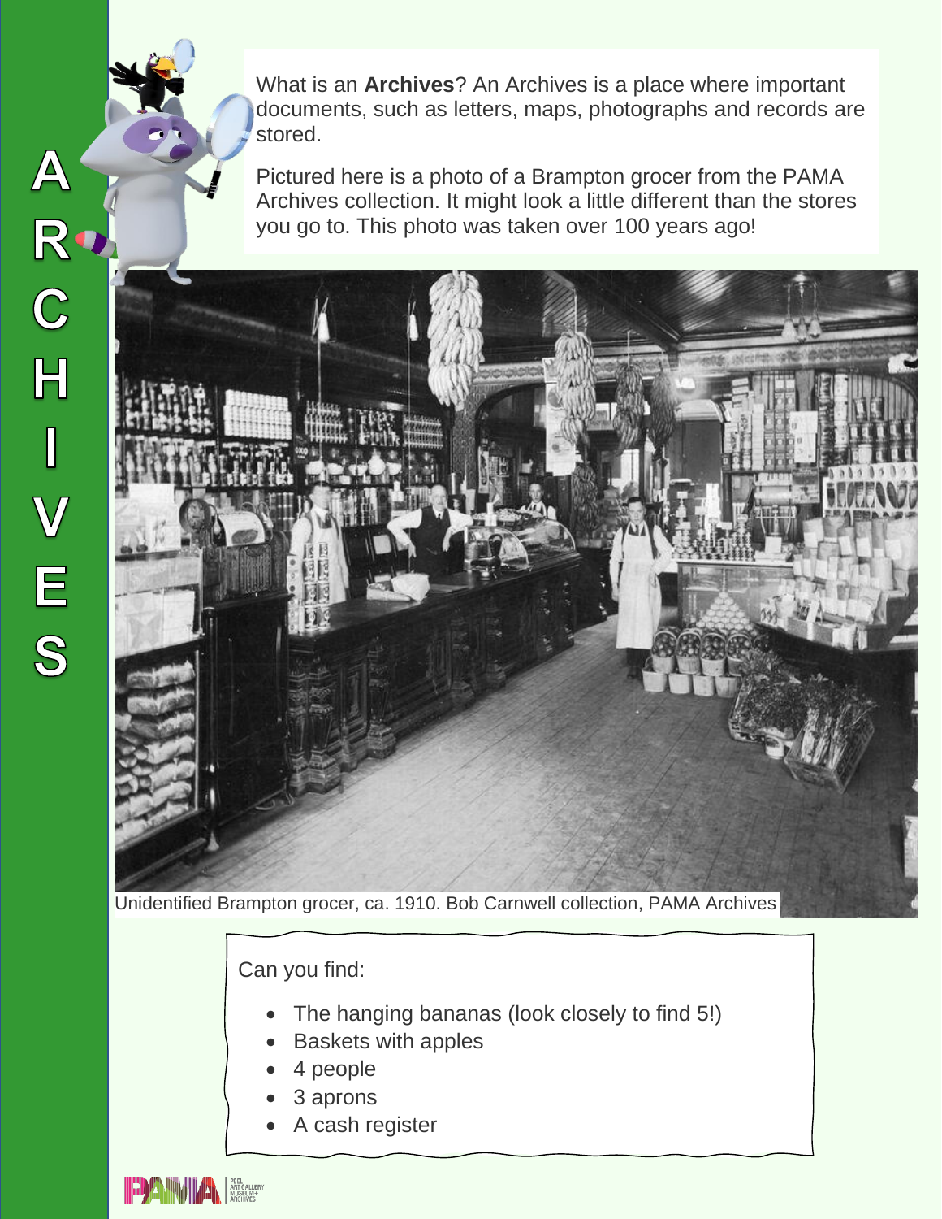# ARCHIVES

What is an **Archives**? An Archives is a place where important documents, such as letters, maps, photographs and records are stored.

Pictured here is a photo of a Brampton grocer from the PAMA Archives collection. It might look a little different than the stores you go to. This photo was taken over 100 years ago!

Unidentified Brampton grocer, ca. 1910. Bob Carnwell collection, PAMA Archives

Can you find:

- The hanging bananas (look closely to find 5!)
- Baskets with apples
- 4 people
- 3 aprons
- A cash register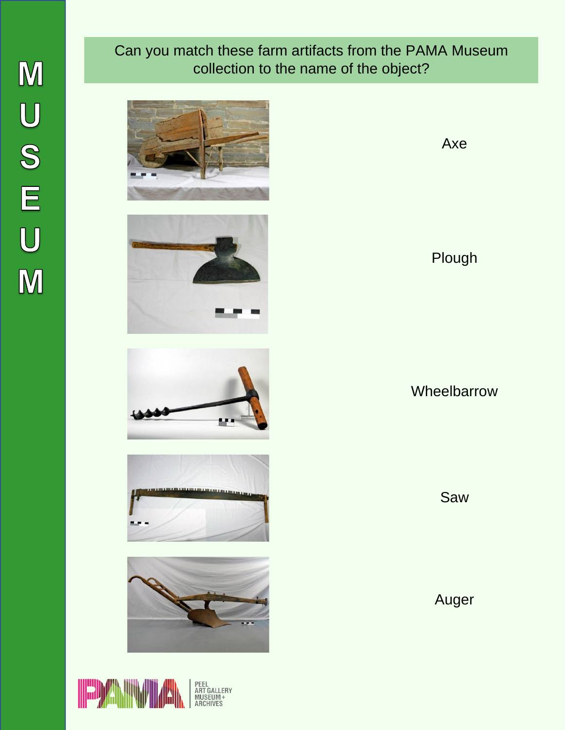MUSEUM

Can you match these farm artifacts from the PAMA Museum collection to the name of the object?

Axe

Plough

Wheelbarrow

Saw

Auger

PAMA PEEL ART GALLERY MUSEUM + ARCHIVES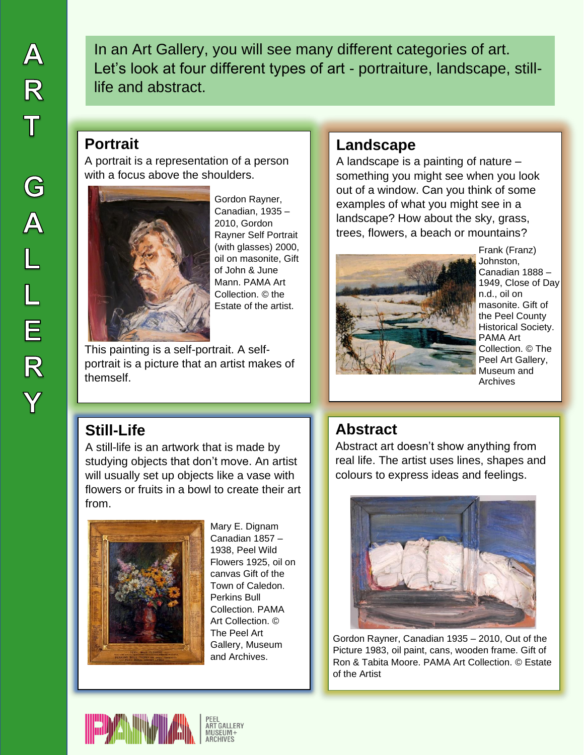# ART GALLERY

In an Art Gallery, you will see many different categories of art. Let's look at four different types of art - portraiture, landscape, still-life and abstract.

## Portrait

A portrait is a representation of a person with a focus above the shoulders.

Gordon Rayner, Canadian, 1935 – 2010, Gordon Rayner Self Portrait (with glasses) 2000, oil on masonite, Gift of John & June Mann. PAMA Art Collection. © the Estate of the artist.

This painting is a self-portrait. A self-portrait is a picture that an artist makes of themself.

## Landscape

A landscape is a painting of nature – something you might see when you look out of a window. Can you think of some examples of what you might see in a landscape? How about the sky, grass, trees, flowers, a beach or mountains?

Frank (Franz) Johnston, Canadian 1888 – 1949, Close of Day n.d., oil on masonite. Gift of the Peel County Historical Society. PAMA Art Collection. © The Peel Art Gallery, Museum and Archives

## Still-Life

A still-life is an artwork that is made by studying objects that don't move. An artist will usually set up objects like a vase with flowers or fruits in a bowl to create their art from.

Mary E. Dignam Canadian 1857 – 1938, Peel Wild Flowers 1925, oil on canvas Gift of the Town of Caledon. Perkins Bull Collection. PAMA Art Collection. © The Peel Art Gallery, Museum and Archives.

## Abstract

Abstract art doesn't show anything from real life. The artist uses lines, shapes and colours to express ideas and feelings.

Gordon Rayner, Canadian 1935 – 2010, Out of the Picture 1983, oil paint, cans, wooden frame. Gift of Ron & Tabita Moore. PAMA Art Collection. © Estate of the Artist

PAMA PEEL ART GALLERY MUSEUM + ARCHIVES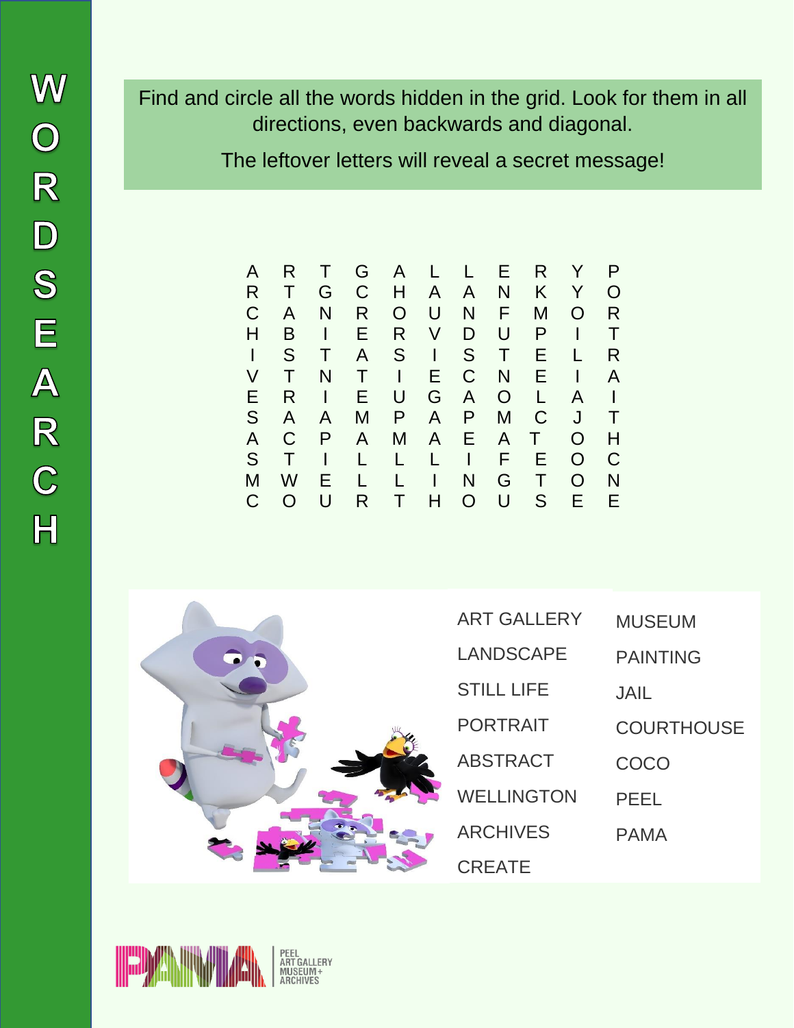# WORDSEARCH

Find and circle all the words hidden in the grid. Look for them in all directions, even backwards and diagonal.

The leftover letters will reveal a secret message!

| | | | | | | | | | | |
|---|---|---|---|---|---|---|---|---|---|---|
| A | R | T | G | A | L | L | E | R | Y | P |
| R | T | G | C | H | A | A | N | K | Y | O |
| C | A | N | R | O | U | N | F | M | O | R |
| H | B | I | E | R | V | D | U | P | I | T |
| I | S | T | A | S | I | S | T | E | L | R |
| V | T | N | T | I | E | C | N | E | I | A |
| E | R | I | E | U | G | A | O | L | A | I |
| S | A | A | M | P | A | P | M | C | J | T |
| A | C | P | A | M | A | E | A | T | O | H |
| S | T | I | L | L | L | I | F | E | O | C |
| M | W | E | L | L | I | N | G | T | O | N |
| C | O | U | R | T | H | O | U | S | E | E |

| | |
|---|---|
| ART GALLERY | MUSEUM |
| LANDSCAPE | PAINTING |
| STILL LIFE | JAIL |
| PORTRAIT | COURTHOUSE |
| ABSTRACT | COCO |
| WELLINGTON | PEEL |
| ARCHIVES | PAMA |
| CREATE | |

PEEL ART GALLERY MUSEUM + ARCHIVES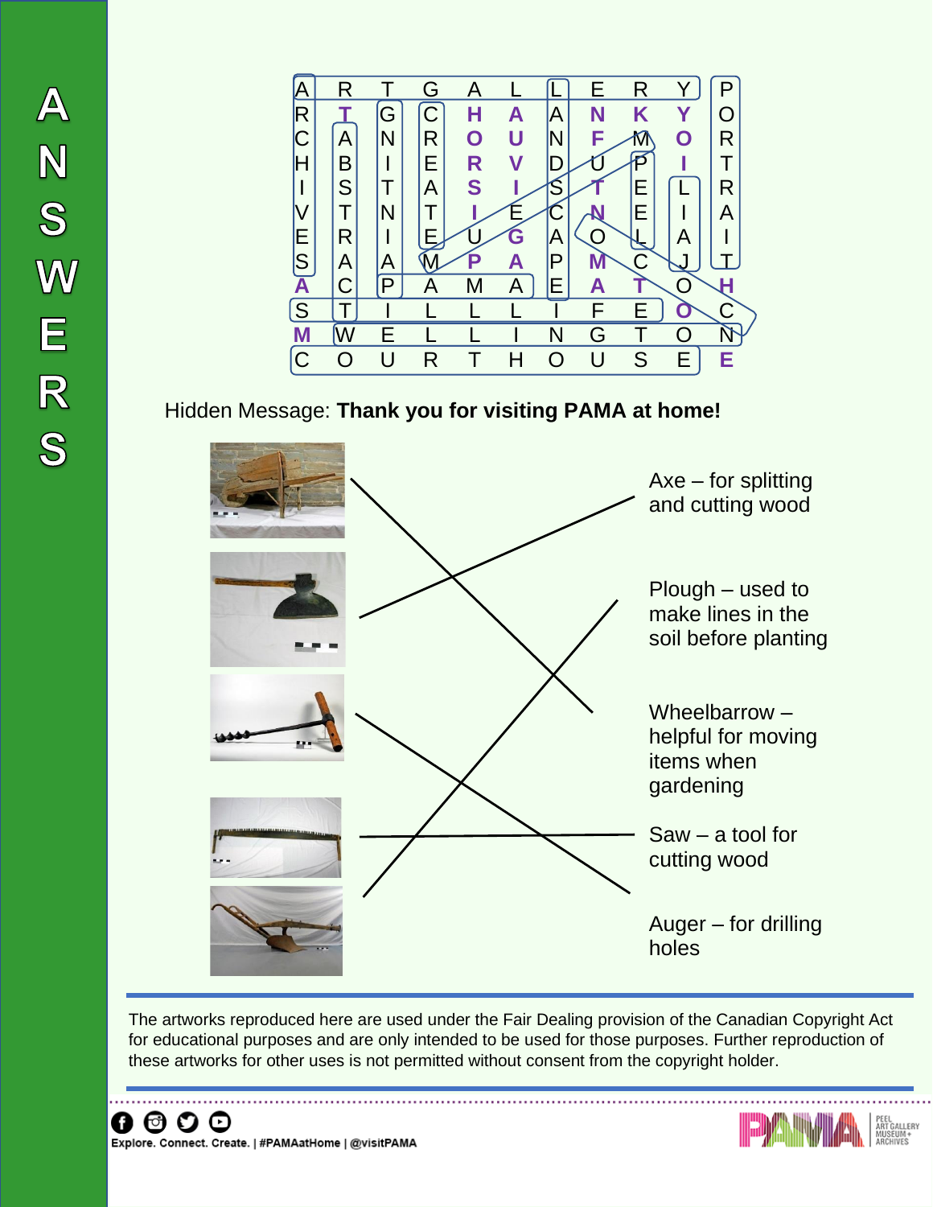# ANSWERS

| | | | | | | | | | | |
|---|---|---|---|---|---|---|---|---|---|---|
| A | R | T | G | A | L | L | E | R | Y | P |
| R | T | G | C | H | A | A | N | K | Y | O |
| C | A | N | R | O | U | N | F | M | O | R |
| H | B | I | E | R | V | D | U | P | I | T |
| I | S | T | A | S | I | S | T | E | L | R |
| V | T | N | T | I | E | C | N | E | I | A |
| E | R | I | E | U | G | A | O | L | A | I |
| S | A | A | M | P | A | P | M | C | J | T |
| A | C | P | A | M | A | E | A | T | O | H |
| S | T | I | L | L | L | I | F | E | O | C |
| M | W | E | L | L | I | N | G | T | O | N |
| C | O | U | R | T | H | O | U | S | E | E |

Hidden Message: **Thank you for visiting PAMA at home!**

Axe – for splitting and cutting wood

Plough – used to make lines in the soil before planting

Wheelbarrow – helpful for moving items when gardening

Saw – a tool for cutting wood

Auger – for drilling holes

The artworks reproduced here are used under the Fair Dealing provision of the Canadian Copyright Act for educational purposes and are only intended to be used for those purposes. Further reproduction of these artworks for other uses is not permitted without consent from the copyright holder.

Explore. Connect. Create. | #PAMAatHome | @visitPAMA

PAMA PEEL ART GALLERY MUSEUM + ARCHIVES